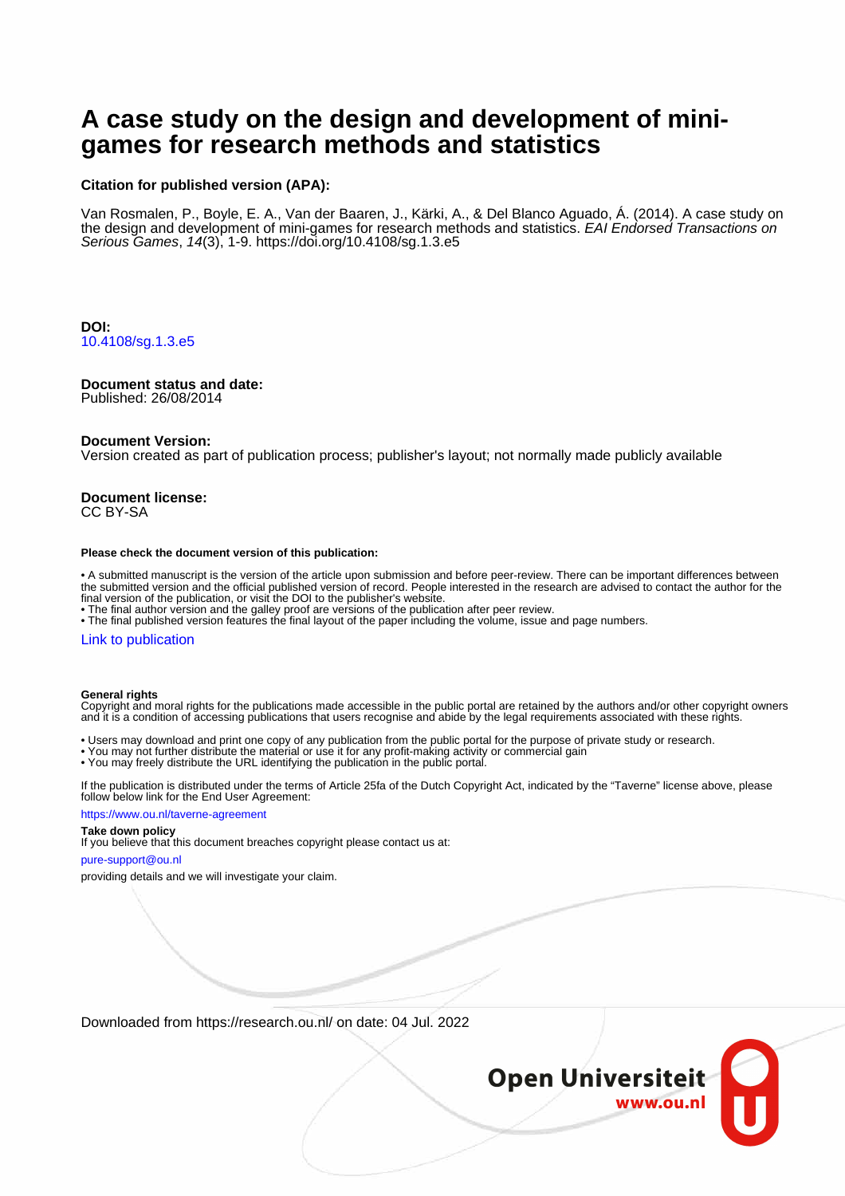# A case study on the design and development of mini-games for research methods and statistics

**Citation for published version (APA):**

Van Rosmalen, P., Boyle, E. A., Van der Baaren, J., Kärki, A., & Del Blanco Aguado, Á. (2014). A case study on the design and development of mini-games for research methods and statistics. *EAI Endorsed Transactions on Serious Games*, *14*(3), 1-9. https://doi.org/10.4108/sg.1.3.e5

**DOI:**
10.4108/sg.1.3.e5

**Document status and date:**
Published: 26/08/2014

**Document Version:**
Version created as part of publication process; publisher's layout; not normally made publicly available

**Document license:**
CC BY-SA

**Please check the document version of this publication:**

• A submitted manuscript is the version of the article upon submission and before peer-review. There can be important differences between the submitted version and the official published version of record. People interested in the research are advised to contact the author for the final version of the publication, or visit the DOI to the publisher's website.
• The final author version and the galley proof are versions of the publication after peer review.
• The final published version features the final layout of the paper including the volume, issue and page numbers.

Link to publication

**General rights**
Copyright and moral rights for the publications made accessible in the public portal are retained by the authors and/or other copyright owners and it is a condition of accessing publications that users recognise and abide by the legal requirements associated with these rights.

• Users may download and print one copy of any publication from the public portal for the purpose of private study or research.
• You may not further distribute the material or use it for any profit-making activity or commercial gain
• You may freely distribute the URL identifying the publication in the public portal.

If the publication is distributed under the terms of Article 25fa of the Dutch Copyright Act, indicated by the "Taverne" license above, please follow below link for the End User Agreement:

https://www.ou.nl/taverne-agreement

**Take down policy**
If you believe that this document breaches copyright please contact us at:

pure-support@ou.nl

providing details and we will investigate your claim.

Downloaded from https://research.ou.nl/ on date: 04 Jul. 2022

Open Universiteit
www.ou.nl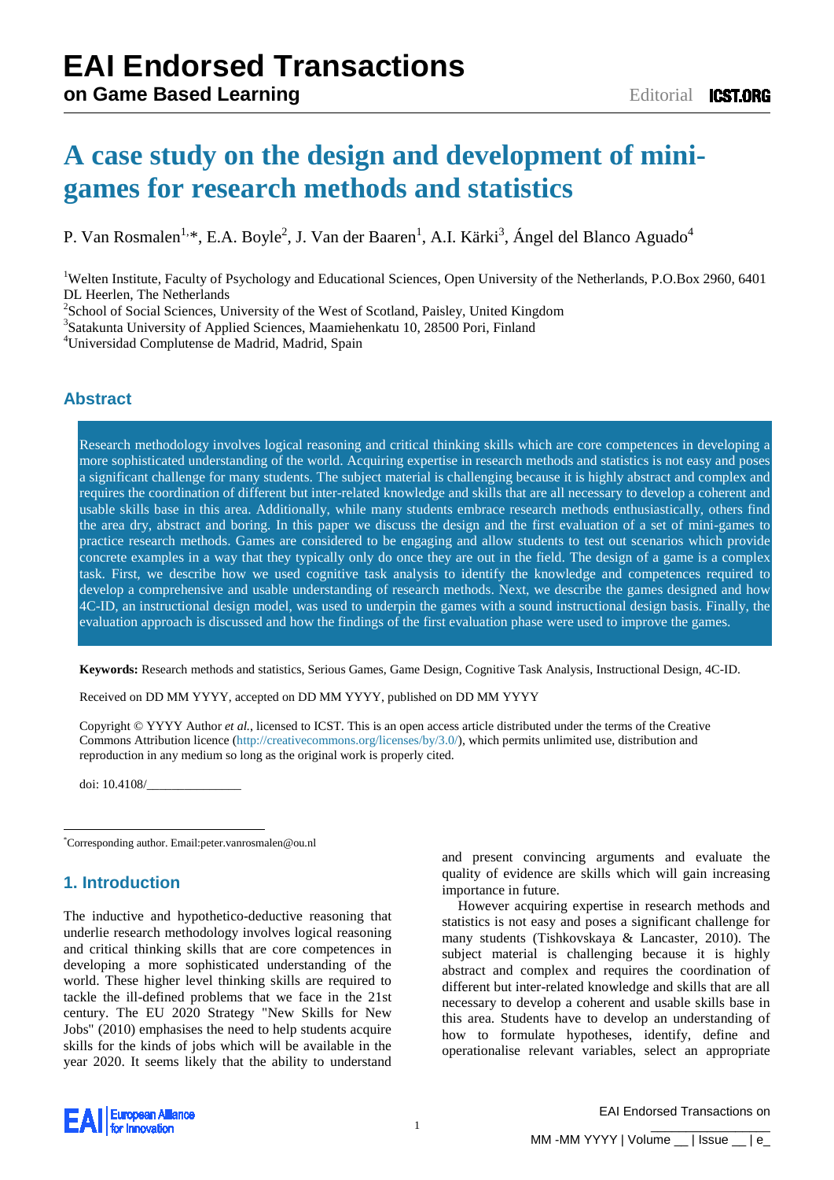# A case study on the design and development of mini-games for research methods and statistics

P. Van Rosmalen[1,*], E.A. Boyle[2], J. Van der Baaren[1], A.I. Kärki[3], Ángel del Blanco Aguado[4]

[1]Welten Institute, Faculty of Psychology and Educational Sciences, Open University of the Netherlands, P.O.Box 2960, 6401 DL Heerlen, The Netherlands
[2]School of Social Sciences, University of the West of Scotland, Paisley, United Kingdom
[3]Satakunta University of Applied Sciences, Maamiehenkatu 10, 28500 Pori, Finland
[4]Universidad Complutense de Madrid, Madrid, Spain

## Abstract

Research methodology involves logical reasoning and critical thinking skills which are core competences in developing a more sophisticated understanding of the world. Acquiring expertise in research methods and statistics is not easy and poses a significant challenge for many students. The subject material is challenging because it is highly abstract and complex and requires the coordination of different but inter-related knowledge and skills that are all necessary to develop a coherent and usable skills base in this area. Additionally, while many students embrace research methods enthusiastically, others find the area dry, abstract and boring. In this paper we discuss the design and the first evaluation of a set of mini-games to practice research methods. Games are considered to be engaging and allow students to test out scenarios which provide concrete examples in a way that they typically only do once they are out in the field. The design of a game is a complex task. First, we describe how we used cognitive task analysis to identify the knowledge and competences required to develop a comprehensive and usable understanding of research methods. Next, we describe the games designed and how 4C-ID, an instructional design model, was used to underpin the games with a sound instructional design basis. Finally, the evaluation approach is discussed and how the findings of the first evaluation phase were used to improve the games.

**Keywords:** Research methods and statistics, Serious Games, Game Design, Cognitive Task Analysis, Instructional Design, 4C-ID.

Received on DD MM YYYY, accepted on DD MM YYYY, published on DD MM YYYY

Copyright © YYYY Author *et al.*, licensed to ICST. This is an open access article distributed under the terms of the Creative Commons Attribution licence (http://creativecommons.org/licenses/by/3.0/), which permits unlimited use, distribution and reproduction in any medium so long as the original work is properly cited.

doi: 10.4108/_______________

[*]Corresponding author. Email:peter.vanrosmalen@ou.nl

## 1. Introduction

The inductive and hypothetico-deductive reasoning that underlie research methodology involves logical reasoning and critical thinking skills that are core competences in developing a more sophisticated understanding of the world. These higher level thinking skills are required to tackle the ill-defined problems that we face in the 21st century. The EU 2020 Strategy "New Skills for New Jobs" (2010) emphasises the need to help students acquire skills for the kinds of jobs which will be available in the year 2020. It seems likely that the ability to understand and present convincing arguments and evaluate the quality of evidence are skills which will gain increasing importance in future.

However acquiring expertise in research methods and statistics is not easy and poses a significant challenge for many students (Tishkovskaya & Lancaster, 2010). The subject material is challenging because it is highly abstract and complex and requires the coordination of different but inter-related knowledge and skills that are all necessary to develop a coherent and usable skills base in this area. Students have to develop an understanding of how to formulate hypotheses, identify, define and operationalise relevant variables, select an appropriate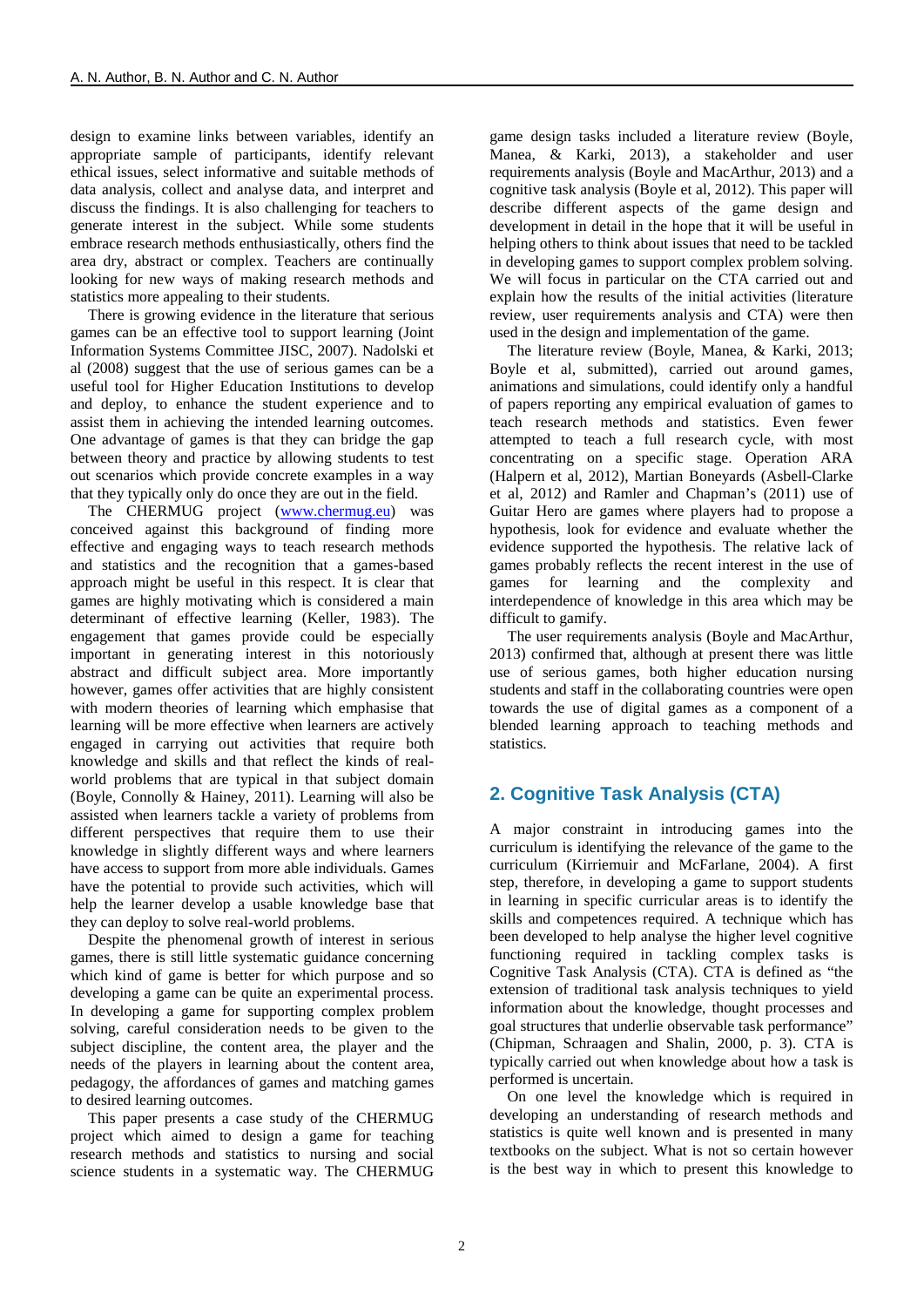design to examine links between variables, identify an appropriate sample of participants, identify relevant ethical issues, select informative and suitable methods of data analysis, collect and analyse data, and interpret and discuss the findings. It is also challenging for teachers to generate interest in the subject. While some students embrace research methods enthusiastically, others find the area dry, abstract or complex. Teachers are continually looking for new ways of making research methods and statistics more appealing to their students.

There is growing evidence in the literature that serious games can be an effective tool to support learning (Joint Information Systems Committee JISC, 2007). Nadolski et al (2008) suggest that the use of serious games can be a useful tool for Higher Education Institutions to develop and deploy, to enhance the student experience and to assist them in achieving the intended learning outcomes. One advantage of games is that they can bridge the gap between theory and practice by allowing students to test out scenarios which provide concrete examples in a way that they typically only do once they are out in the field.

The CHERMUG project (www.chermug.eu) was conceived against this background of finding more effective and engaging ways to teach research methods and statistics and the recognition that a games-based approach might be useful in this respect. It is clear that games are highly motivating which is considered a main determinant of effective learning (Keller, 1983). The engagement that games provide could be especially important in generating interest in this notoriously abstract and difficult subject area. More importantly however, games offer activities that are highly consistent with modern theories of learning which emphasise that learning will be more effective when learners are actively engaged in carrying out activities that require both knowledge and skills and that reflect the kinds of real-world problems that are typical in that subject domain (Boyle, Connolly & Hainey, 2011). Learning will also be assisted when learners tackle a variety of problems from different perspectives that require them to use their knowledge in slightly different ways and where learners have access to support from more able individuals. Games have the potential to provide such activities, which will help the learner develop a usable knowledge base that they can deploy to solve real-world problems.

Despite the phenomenal growth of interest in serious games, there is still little systematic guidance concerning which kind of game is better for which purpose and so developing a game can be quite an experimental process. In developing a game for supporting complex problem solving, careful consideration needs to be given to the subject discipline, the content area, the player and the needs of the players in learning about the content area, pedagogy, the affordances of games and matching games to desired learning outcomes.

This paper presents a case study of the CHERMUG project which aimed to design a game for teaching research methods and statistics to nursing and social science students in a systematic way. The CHERMUG game design tasks included a literature review (Boyle, Manea, & Karki, 2013), a stakeholder and user requirements analysis (Boyle and MacArthur, 2013) and a cognitive task analysis (Boyle et al, 2012). This paper will describe different aspects of the game design and development in detail in the hope that it will be useful in helping others to think about issues that need to be tackled in developing games to support complex problem solving. We will focus in particular on the CTA carried out and explain how the results of the initial activities (literature review, user requirements analysis and CTA) were then used in the design and implementation of the game.

The literature review (Boyle, Manea, & Karki, 2013; Boyle et al, submitted), carried out around games, animations and simulations, could identify only a handful of papers reporting any empirical evaluation of games to teach research methods and statistics. Even fewer attempted to teach a full research cycle, with most concentrating on a specific stage. Operation ARA (Halpern et al, 2012), Martian Boneyards (Asbell-Clarke et al, 2012) and Ramler and Chapman's (2011) use of Guitar Hero are games where players had to propose a hypothesis, look for evidence and evaluate whether the evidence supported the hypothesis. The relative lack of games probably reflects the recent interest in the use of games for learning and the complexity and interdependence of knowledge in this area which may be difficult to gamify.

The user requirements analysis (Boyle and MacArthur, 2013) confirmed that, although at present there was little use of serious games, both higher education nursing students and staff in the collaborating countries were open towards the use of digital games as a component of a blended learning approach to teaching methods and statistics.

## 2. Cognitive Task Analysis (CTA)

A major constraint in introducing games into the curriculum is identifying the relevance of the game to the curriculum (Kirriemuir and McFarlane, 2004). A first step, therefore, in developing a game to support students in learning in specific curricular areas is to identify the skills and competences required. A technique which has been developed to help analyse the higher level cognitive functioning required in tackling complex tasks is Cognitive Task Analysis (CTA). CTA is defined as "the extension of traditional task analysis techniques to yield information about the knowledge, thought processes and goal structures that underlie observable task performance" (Chipman, Schraagen and Shalin, 2000, p. 3). CTA is typically carried out when knowledge about how a task is performed is uncertain.

On one level the knowledge which is required in developing an understanding of research methods and statistics is quite well known and is presented in many textbooks on the subject. What is not so certain however is the best way in which to present this knowledge to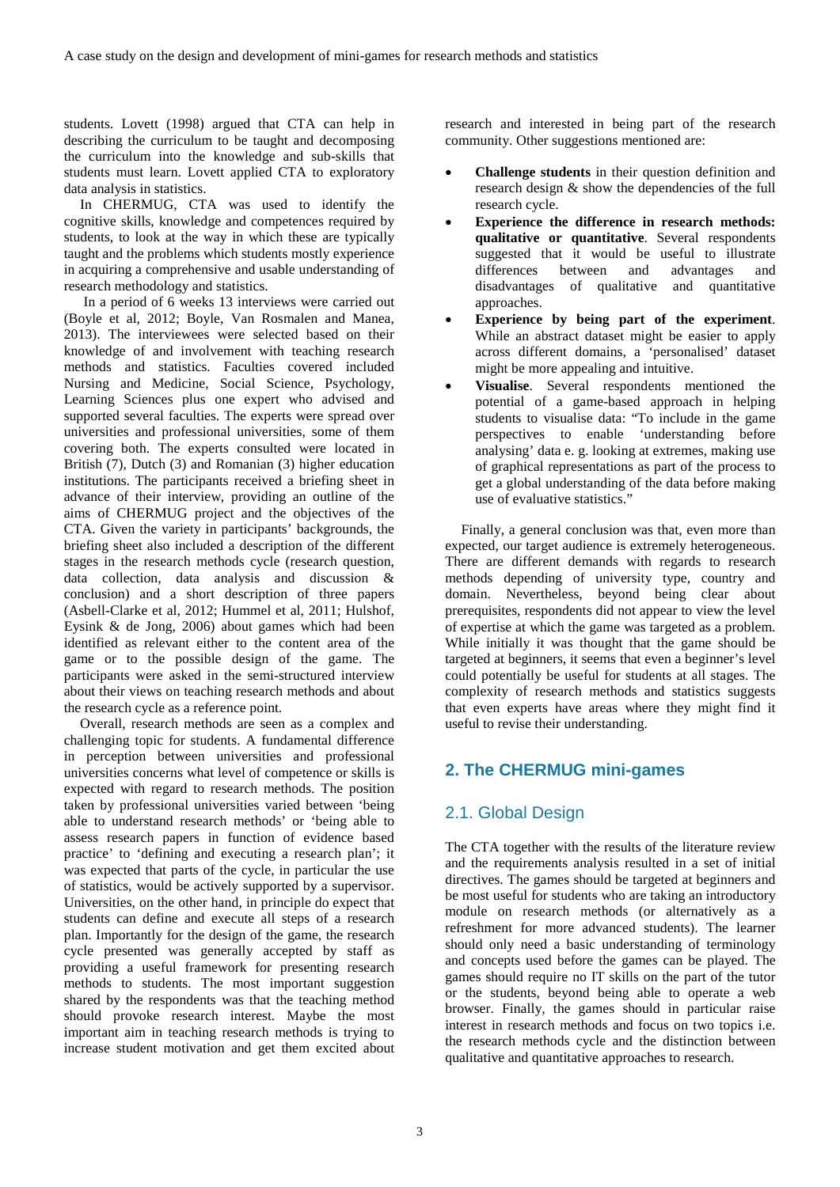students. Lovett (1998) argued that CTA can help in describing the curriculum to be taught and decomposing the curriculum into the knowledge and sub-skills that students must learn. Lovett applied CTA to exploratory data analysis in statistics.

In CHERMUG, CTA was used to identify the cognitive skills, knowledge and competences required by students, to look at the way in which these are typically taught and the problems which students mostly experience in acquiring a comprehensive and usable understanding of research methodology and statistics.

In a period of 6 weeks 13 interviews were carried out (Boyle et al, 2012; Boyle, Van Rosmalen and Manea, 2013). The interviewees were selected based on their knowledge of and involvement with teaching research methods and statistics. Faculties covered included Nursing and Medicine, Social Science, Psychology, Learning Sciences plus one expert who advised and supported several faculties. The experts were spread over universities and professional universities, some of them covering both. The experts consulted were located in British (7), Dutch (3) and Romanian (3) higher education institutions. The participants received a briefing sheet in advance of their interview, providing an outline of the aims of CHERMUG project and the objectives of the CTA. Given the variety in participants' backgrounds, the briefing sheet also included a description of the different stages in the research methods cycle (research question, data collection, data analysis and discussion & conclusion) and a short description of three papers (Asbell-Clarke et al, 2012; Hummel et al, 2011; Hulshof, Eysink & de Jong, 2006) about games which had been identified as relevant either to the content area of the game or to the possible design of the game. The participants were asked in the semi-structured interview about their views on teaching research methods and about the research cycle as a reference point.

Overall, research methods are seen as a complex and challenging topic for students. A fundamental difference in perception between universities and professional universities concerns what level of competence or skills is expected with regard to research methods. The position taken by professional universities varied between 'being able to understand research methods' or 'being able to assess research papers in function of evidence based practice' to 'defining and executing a research plan'; it was expected that parts of the cycle, in particular the use of statistics, would be actively supported by a supervisor. Universities, on the other hand, in principle do expect that students can define and execute all steps of a research plan. Importantly for the design of the game, the research cycle presented was generally accepted by staff as providing a useful framework for presenting research methods to students. The most important suggestion shared by the respondents was that the teaching method should provoke research interest. Maybe the most important aim in teaching research methods is trying to increase student motivation and get them excited about research and interested in being part of the research community. Other suggestions mentioned are:

- **Challenge students** in their question definition and research design & show the dependencies of the full research cycle.
- **Experience the difference in research methods: qualitative or quantitative**. Several respondents suggested that it would be useful to illustrate differences between and advantages and disadvantages of qualitative and quantitative approaches.
- **Experience by being part of the experiment**. While an abstract dataset might be easier to apply across different domains, a 'personalised' dataset might be more appealing and intuitive.
- **Visualise**. Several respondents mentioned the potential of a game-based approach in helping students to visualise data: "To include in the game perspectives to enable 'understanding before analysing' data e. g. looking at extremes, making use of graphical representations as part of the process to get a global understanding of the data before making use of evaluative statistics."

Finally, a general conclusion was that, even more than expected, our target audience is extremely heterogeneous. There are different demands with regards to research methods depending of university type, country and domain. Nevertheless, beyond being clear about prerequisites, respondents did not appear to view the level of expertise at which the game was targeted as a problem. While initially it was thought that the game should be targeted at beginners, it seems that even a beginner's level could potentially be useful for students at all stages. The complexity of research methods and statistics suggests that even experts have areas where they might find it useful to revise their understanding.

## 2. The CHERMUG mini-games

### 2.1. Global Design

The CTA together with the results of the literature review and the requirements analysis resulted in a set of initial directives. The games should be targeted at beginners and be most useful for students who are taking an introductory module on research methods (or alternatively as a refreshment for more advanced students). The learner should only need a basic understanding of terminology and concepts used before the games can be played. The games should require no IT skills on the part of the tutor or the students, beyond being able to operate a web browser. Finally, the games should in particular raise interest in research methods and focus on two topics i.e. the research methods cycle and the distinction between qualitative and quantitative approaches to research.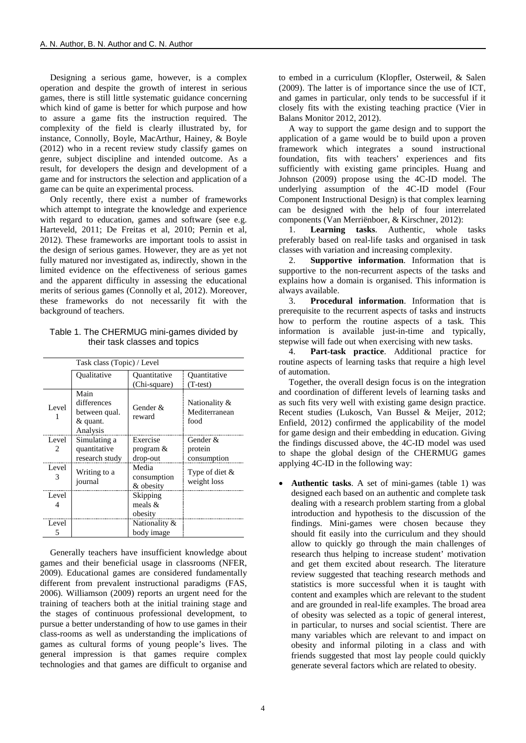Designing a serious game, however, is a complex operation and despite the growth of interest in serious games, there is still little systematic guidance concerning which kind of game is better for which purpose and how to assure a game fits the instruction required. The complexity of the field is clearly illustrated by, for instance, Connolly, Boyle, MacArthur, Hainey, & Boyle (2012) who in a recent review study classify games on genre, subject discipline and intended outcome. As a result, for developers the design and development of a game and for instructors the selection and application of a game can be quite an experimental process.

Only recently, there exist a number of frameworks which attempt to integrate the knowledge and experience with regard to education, games and software (see e.g. Harteveld, 2011; De Freitas et al, 2010; Pernin et al, 2012). These frameworks are important tools to assist in the design of serious games. However, they are as yet not fully matured nor investigated as, indirectly, shown in the limited evidence on the effectiveness of serious games and the apparent difficulty in assessing the educational merits of serious games (Connolly et al, 2012). Moreover, these frameworks do not necessarily fit with the background of teachers.

Table 1. The CHERMUG mini-games divided by their task classes and topics

| | Task class (Topic) / Level | | |
|---|---|---|---|
| | Qualitative | Quantitative (Chi-square) | Quantitative (T-test) |
| Level 1 | Main differences between qual. & quant. Analysis | Gender & reward | Nationality & Mediterranean food |
| Level 2 | Simulating a quantitative research study | Exercise program & drop-out | Gender & protein consumption |
| Level 3 | Writing to a journal | Media consumption & obesity | Type of diet & weight loss |
| Level 4 | | Skipping meals & obesity | |
| Level 5 | | Nationality & body image | |

Generally teachers have insufficient knowledge about games and their beneficial usage in classrooms (NFER, 2009). Educational games are considered fundamentally different from prevalent instructional paradigms (FAS, 2006). Williamson (2009) reports an urgent need for the training of teachers both at the initial training stage and the stages of continuous professional development, to pursue a better understanding of how to use games in their class-rooms as well as understanding the implications of games as cultural forms of young people's lives. The general impression is that games require complex technologies and that games are difficult to organise and to embed in a curriculum (Klopfler, Osterweil, & Salen (2009). The latter is of importance since the use of ICT, and games in particular, only tends to be successful if it closely fits with the existing teaching practice (Vier in Balans Monitor 2012, 2012).

A way to support the game design and to support the application of a game would be to build upon a proven framework which integrates a sound instructional foundation, fits with teachers' experiences and fits sufficiently with existing game principles. Huang and Johnson (2009) propose using the 4C-ID model. The underlying assumption of the 4C-ID model (Four Component Instructional Design) is that complex learning can be designed with the help of four interrelated components (Van Merriënboer, & Kirschner, 2012):

1. **Learning tasks**. Authentic, whole tasks preferably based on real-life tasks and organised in task classes with variation and increasing complexity.
2. **Supportive information**. Information that is supportive to the non-recurrent aspects of the tasks and explains how a domain is organised. This information is always available.
3. **Procedural information**. Information that is prerequisite to the recurrent aspects of tasks and instructs how to perform the routine aspects of a task. This information is available just-in-time and typically, stepwise will fade out when exercising with new tasks.
4. **Part-task practice**. Additional practice for routine aspects of learning tasks that require a high level of automation.

Together, the overall design focus is on the integration and coordination of different levels of learning tasks and as such fits very well with existing game design practice. Recent studies (Lukosch, Van Bussel & Meijer, 2012; Enfield, 2012) confirmed the applicability of the model for game design and their embedding in education. Giving the findings discussed above, the 4C-ID model was used to shape the global design of the CHERMUG games applying 4C-ID in the following way:

- **Authentic tasks**. A set of mini-games (table 1) was designed each based on an authentic and complete task dealing with a research problem starting from a global introduction and hypothesis to the discussion of the findings. Mini-games were chosen because they should fit easily into the curriculum and they should allow to quickly go through the main challenges of research thus helping to increase student' motivation and get them excited about research. The literature review suggested that teaching research methods and statistics is more successful when it is taught with content and examples which are relevant to the student and are grounded in real-life examples. The broad area of obesity was selected as a topic of general interest, in particular, to nurses and social scientist. There are many variables which are relevant to and impact on obesity and informal piloting in a class and with friends suggested that most lay people could quickly generate several factors which are related to obesity.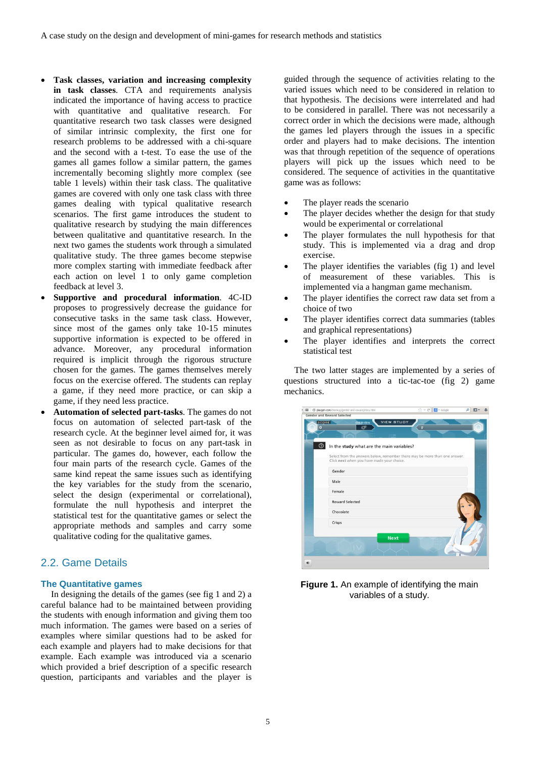- **Task classes, variation and increasing complexity in task classes**. CTA and requirements analysis indicated the importance of having access to practice with quantitative and qualitative research. For quantitative research two task classes were designed of similar intrinsic complexity, the first one for research problems to be addressed with a chi-square and the second with a t-test. To ease the use of the games all games follow a similar pattern, the games incrementally becoming slightly more complex (see table 1 levels) within their task class. The qualitative games are covered with only one task class with three games dealing with typical qualitative research scenarios. The first game introduces the student to qualitative research by studying the main differences between qualitative and quantitative research. In the next two games the students work through a simulated qualitative study. The three games become stepwise more complex starting with immediate feedback after each action on level 1 to only game completion feedback at level 3.
- **Supportive and procedural information**. 4C-ID proposes to progressively decrease the guidance for consecutive tasks in the same task class. However, since most of the games only take 10-15 minutes supportive information is expected to be offered in advance. Moreover, any procedural information required is implicit through the rigorous structure chosen for the games. The games themselves merely focus on the exercise offered. The students can replay a game, if they need more practice, or can skip a game, if they need less practice.
- **Automation of selected part-tasks**. The games do not focus on automation of selected part-task of the research cycle. At the beginner level aimed for, it was seen as not desirable to focus on any part-task in particular. The games do, however, each follow the four main parts of the research cycle. Games of the same kind repeat the same issues such as identifying the key variables for the study from the scenario, select the design (experimental or correlational), formulate the null hypothesis and interpret the statistical test for the quantitative games or select the appropriate methods and samples and carry some qualitative coding for the qualitative games.

## 2.2. Game Details

### The Quantitative games

In designing the details of the games (see fig 1 and 2) a careful balance had to be maintained between providing the students with enough information and giving them too much information. The games were based on a series of examples where similar questions had to be asked for each example and players had to make decisions for that example. Each example was introduced via a scenario which provided a brief description of a specific research question, participants and variables and the player is guided through the sequence of activities relating to the varied issues which need to be considered in relation to that hypothesis. The decisions were interrelated and had to be considered in parallel. There was not necessarily a correct order in which the decisions were made, although the games led players through the issues in a specific order and players had to make decisions. The intention was that through repetition of the sequence of operations players will pick up the issues which need to be considered. The sequence of activities in the quantitative game was as follows:

- The player reads the scenario
- The player decides whether the design for that study would be experimental or correlational
- The player formulates the null hypothesis for that study. This is implemented via a drag and drop exercise.
- The player identifies the variables (fig 1) and level of measurement of these variables. This is implemented via a hangman game mechanism.
- The player identifies the correct raw data set from a choice of two
- The player identifies correct data summaries (tables and graphical representations)
- The player identifies and interprets the correct statistical test

The two latter stages are implemented by a series of questions structured into a tic-tac-toe (fig 2) game mechanics.

**Figure 1.** An example of identifying the main variables of a study.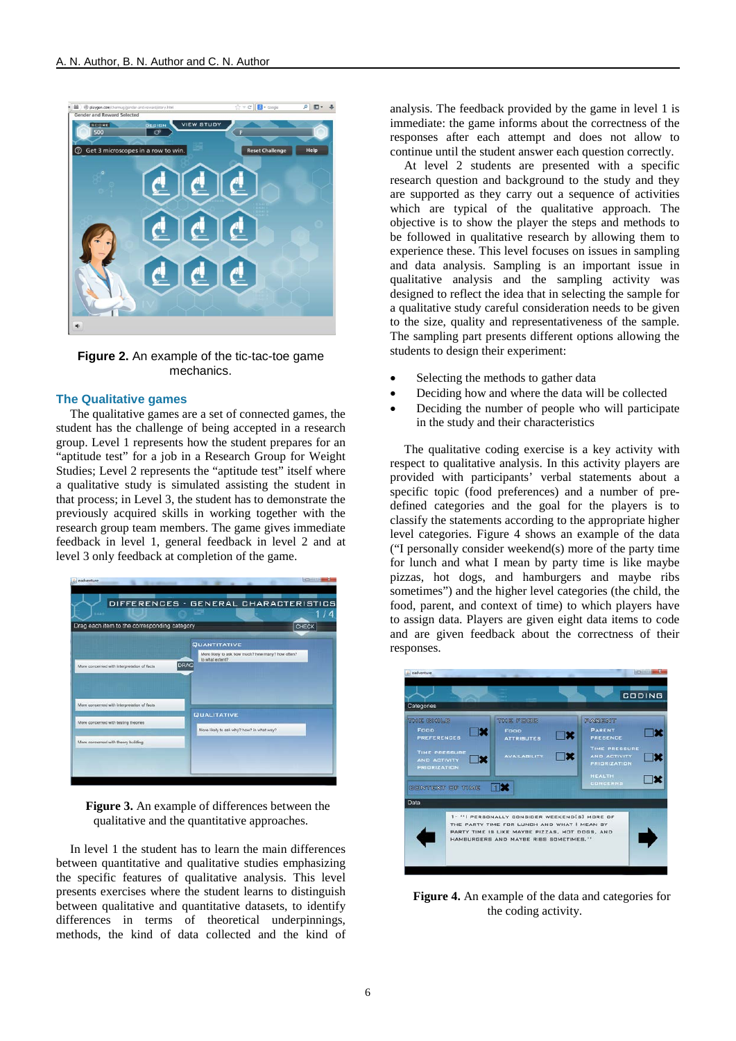**Figure 2.** An example of the tic-tac-toe game mechanics.

### The Qualitative games

The qualitative games are a set of connected games, the student has the challenge of being accepted in a research group. Level 1 represents how the student prepares for an "aptitude test" for a job in a Research Group for Weight Studies; Level 2 represents the "aptitude test" itself where a qualitative study is simulated assisting the student in that process; in Level 3, the student has to demonstrate the previously acquired skills in working together with the research group team members. The game gives immediate feedback in level 1, general feedback in level 2 and at level 3 only feedback at completion of the game.

**Figure 3.** An example of differences between the qualitative and the quantitative approaches.

In level 1 the student has to learn the main differences between quantitative and qualitative studies emphasizing the specific features of qualitative analysis. This level presents exercises where the student learns to distinguish between qualitative and quantitative datasets, to identify differences in terms of theoretical underpinnings, methods, the kind of data collected and the kind of analysis. The feedback provided by the game in level 1 is immediate: the game informs about the correctness of the responses after each attempt and does not allow to continue until the student answer each question correctly.

At level 2 students are presented with a specific research question and background to the study and they are supported as they carry out a sequence of activities which are typical of the qualitative approach. The objective is to show the player the steps and methods to be followed in qualitative research by allowing them to experience these. This level focuses on issues in sampling and data analysis. Sampling is an important issue in qualitative analysis and the sampling activity was designed to reflect the idea that in selecting the sample for a qualitative study careful consideration needs to be given to the size, quality and representativeness of the sample. The sampling part presents different options allowing the students to design their experiment:

- Selecting the methods to gather data
- Deciding how and where the data will be collected
- Deciding the number of people who will participate in the study and their characteristics

The qualitative coding exercise is a key activity with respect to qualitative analysis. In this activity players are provided with participants' verbal statements about a specific topic (food preferences) and a number of pre-defined categories and the goal for the players is to classify the statements according to the appropriate higher level categories. Figure 4 shows an example of the data ("I personally consider weekend(s) more of the party time for lunch and what I mean by party time is like maybe pizzas, hot dogs, and hamburgers and maybe ribs sometimes") and the higher level categories (the child, the food, parent, and context of time) to which players have to assign data. Players are given eight data items to code and are given feedback about the correctness of their responses.

**Figure 4.** An example of the data and categories for the coding activity.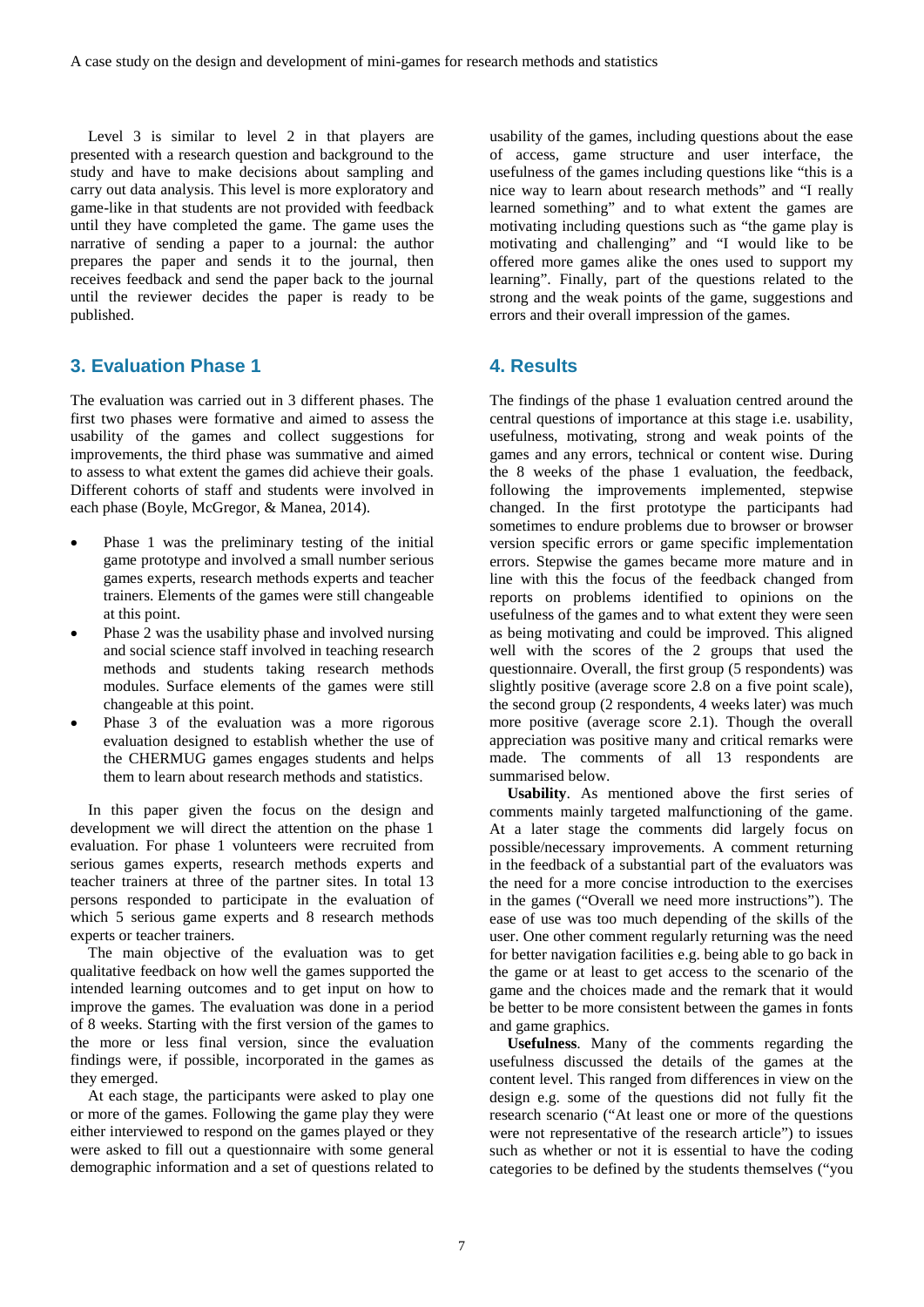Level 3 is similar to level 2 in that players are presented with a research question and background to the study and have to make decisions about sampling and carry out data analysis. This level is more exploratory and game-like in that students are not provided with feedback until they have completed the game. The game uses the narrative of sending a paper to a journal: the author prepares the paper and sends it to the journal, then receives feedback and send the paper back to the journal until the reviewer decides the paper is ready to be published.

## 3. Evaluation Phase 1

The evaluation was carried out in 3 different phases. The first two phases were formative and aimed to assess the usability of the games and collect suggestions for improvements, the third phase was summative and aimed to assess to what extent the games did achieve their goals. Different cohorts of staff and students were involved in each phase (Boyle, McGregor, & Manea, 2014).

- Phase 1 was the preliminary testing of the initial game prototype and involved a small number serious games experts, research methods experts and teacher trainers. Elements of the games were still changeable at this point.
- Phase 2 was the usability phase and involved nursing and social science staff involved in teaching research methods and students taking research methods modules. Surface elements of the games were still changeable at this point.
- Phase 3 of the evaluation was a more rigorous evaluation designed to establish whether the use of the CHERMUG games engages students and helps them to learn about research methods and statistics.

In this paper given the focus on the design and development we will direct the attention on the phase 1 evaluation. For phase 1 volunteers were recruited from serious games experts, research methods experts and teacher trainers at three of the partner sites. In total 13 persons responded to participate in the evaluation of which 5 serious game experts and 8 research methods experts or teacher trainers.

The main objective of the evaluation was to get qualitative feedback on how well the games supported the intended learning outcomes and to get input on how to improve the games. The evaluation was done in a period of 8 weeks. Starting with the first version of the games to the more or less final version, since the evaluation findings were, if possible, incorporated in the games as they emerged.

At each stage, the participants were asked to play one or more of the games. Following the game play they were either interviewed to respond on the games played or they were asked to fill out a questionnaire with some general demographic information and a set of questions related to usability of the games, including questions about the ease of access, game structure and user interface, the usefulness of the games including questions like "this is a nice way to learn about research methods" and "I really learned something" and to what extent the games are motivating including questions such as "the game play is motivating and challenging" and "I would like to be offered more games alike the ones used to support my learning". Finally, part of the questions related to the strong and the weak points of the game, suggestions and errors and their overall impression of the games.

## 4. Results

The findings of the phase 1 evaluation centred around the central questions of importance at this stage i.e. usability, usefulness, motivating, strong and weak points of the games and any errors, technical or content wise. During the 8 weeks of the phase 1 evaluation, the feedback, following the improvements implemented, stepwise changed. In the first prototype the participants had sometimes to endure problems due to browser or browser version specific errors or game specific implementation errors. Stepwise the games became more mature and in line with this the focus of the feedback changed from reports on problems identified to opinions on the usefulness of the games and to what extent they were seen as being motivating and could be improved. This aligned well with the scores of the 2 groups that used the questionnaire. Overall, the first group (5 respondents) was slightly positive (average score 2.8 on a five point scale), the second group (2 respondents, 4 weeks later) was much more positive (average score 2.1). Though the overall appreciation was positive many and critical remarks were made. The comments of all 13 respondents are summarised below.

**Usability**. As mentioned above the first series of comments mainly targeted malfunctioning of the game. At a later stage the comments did largely focus on possible/necessary improvements. A comment returning in the feedback of a substantial part of the evaluators was the need for a more concise introduction to the exercises in the games ("Overall we need more instructions"). The ease of use was too much depending of the skills of the user. One other comment regularly returning was the need for better navigation facilities e.g. being able to go back in the game or at least to get access to the scenario of the game and the choices made and the remark that it would be better to be more consistent between the games in fonts and game graphics.

**Usefulness**. Many of the comments regarding the usefulness discussed the details of the games at the content level. This ranged from differences in view on the design e.g. some of the questions did not fully fit the research scenario ("At least one or more of the questions were not representative of the research article") to issues such as whether or not it is essential to have the coding categories to be defined by the students themselves ("you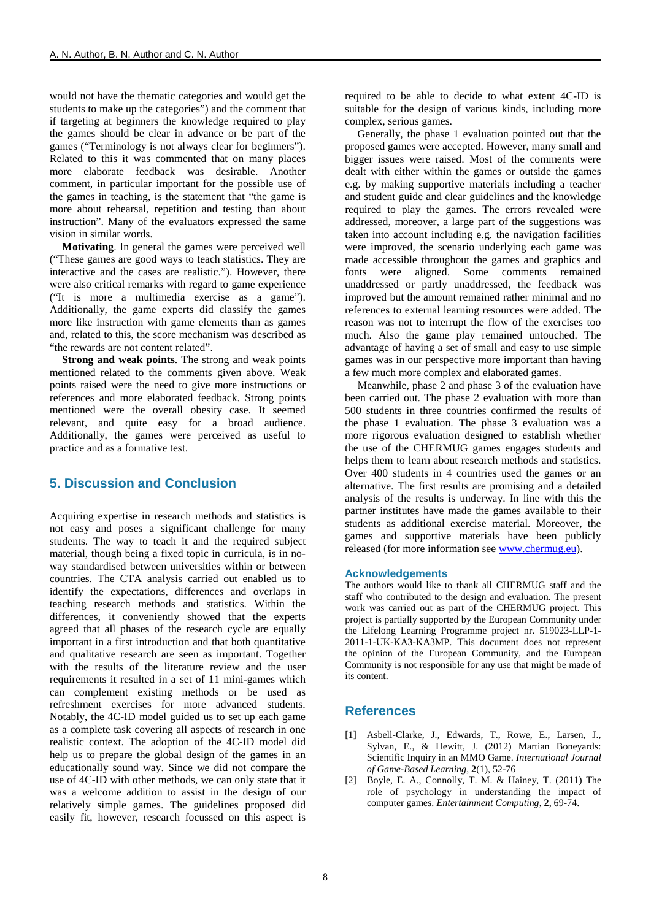would not have the thematic categories and would get the students to make up the categories") and the comment that if targeting at beginners the knowledge required to play the games should be clear in advance or be part of the games ("Terminology is not always clear for beginners"). Related to this it was commented that on many places more elaborate feedback was desirable. Another comment, in particular important for the possible use of the games in teaching, is the statement that "the game is more about rehearsal, repetition and testing than about instruction". Many of the evaluators expressed the same vision in similar words.

**Motivating**. In general the games were perceived well ("These games are good ways to teach statistics. They are interactive and the cases are realistic."). However, there were also critical remarks with regard to game experience ("It is more a multimedia exercise as a game"). Additionally, the game experts did classify the games more like instruction with game elements than as games and, related to this, the score mechanism was described as "the rewards are not content related".

**Strong and weak points**. The strong and weak points mentioned related to the comments given above. Weak points raised were the need to give more instructions or references and more elaborated feedback. Strong points mentioned were the overall obesity case. It seemed relevant, and quite easy for a broad audience. Additionally, the games were perceived as useful to practice and as a formative test.

## 5. Discussion and Conclusion

Acquiring expertise in research methods and statistics is not easy and poses a significant challenge for many students. The way to teach it and the required subject material, though being a fixed topic in curricula, is in no-way standardised between universities within or between countries. The CTA analysis carried out enabled us to identify the expectations, differences and overlaps in teaching research methods and statistics. Within the differences, it conveniently showed that the experts agreed that all phases of the research cycle are equally important in a first introduction and that both quantitative and qualitative research are seen as important. Together with the results of the literature review and the user requirements it resulted in a set of 11 mini-games which can complement existing methods or be used as refreshment exercises for more advanced students. Notably, the 4C-ID model guided us to set up each game as a complete task covering all aspects of research in one realistic context. The adoption of the 4C-ID model did help us to prepare the global design of the games in an educationally sound way. Since we did not compare the use of 4C-ID with other methods, we can only state that it was a welcome addition to assist in the design of our relatively simple games. The guidelines proposed did easily fit, however, research focussed on this aspect is required to be able to decide to what extent 4C-ID is suitable for the design of various kinds, including more complex, serious games.

Generally, the phase 1 evaluation pointed out that the proposed games were accepted. However, many small and bigger issues were raised. Most of the comments were dealt with either within the games or outside the games e.g. by making supportive materials including a teacher and student guide and clear guidelines and the knowledge required to play the games. The errors revealed were addressed, moreover, a large part of the suggestions was taken into account including e.g. the navigation facilities were improved, the scenario underlying each game was made accessible throughout the games and graphics and fonts were aligned. Some comments remained unaddressed or partly unaddressed, the feedback was improved but the amount remained rather minimal and no references to external learning resources were added. The reason was not to interrupt the flow of the exercises too much. Also the game play remained untouched. The advantage of having a set of small and easy to use simple games was in our perspective more important than having a few much more complex and elaborated games.

Meanwhile, phase 2 and phase 3 of the evaluation have been carried out. The phase 2 evaluation with more than 500 students in three countries confirmed the results of the phase 1 evaluation. The phase 3 evaluation was a more rigorous evaluation designed to establish whether the use of the CHERMUG games engages students and helps them to learn about research methods and statistics. Over 400 students in 4 countries used the games or an alternative. The first results are promising and a detailed analysis of the results is underway. In line with this the partner institutes have made the games available to their students as additional exercise material. Moreover, the games and supportive materials have been publicly released (for more information see www.chermug.eu).

### Acknowledgements

The authors would like to thank all CHERMUG staff and the staff who contributed to the design and evaluation. The present work was carried out as part of the CHERMUG project. This project is partially supported by the European Community under the Lifelong Learning Programme project nr. 519023-LLP-1-2011-1-UK-KA3-KA3MP. This document does not represent the opinion of the European Community, and the European Community is not responsible for any use that might be made of its content.

## References

[1] Asbell-Clarke, J., Edwards, T., Rowe, E., Larsen, J., Sylvan, E., & Hewitt, J. (2012) Martian Boneyards: Scientific Inquiry in an MMO Game. *International Journal of Game-Based Learning*, **2**(1), 52-76

[2] Boyle, E. A., Connolly, T. M. & Hainey, T. (2011) The role of psychology in understanding the impact of computer games. *Entertainment Computing*, **2**, 69-74.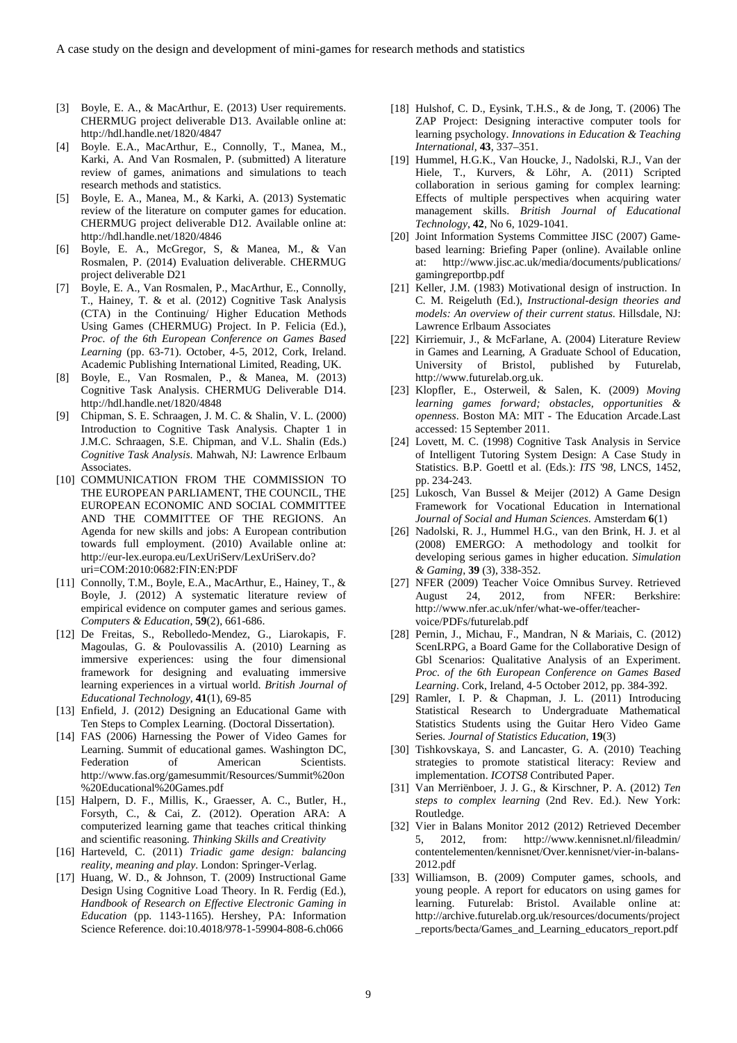[3] Boyle, E. A., & MacArthur, E. (2013) User requirements. CHERMUG project deliverable D13. Available online at: http://hdl.handle.net/1820/4847

[4] Boyle. E.A., MacArthur, E., Connolly, T., Manea, M., Karki, A. And Van Rosmalen, P. (submitted) A literature review of games, animations and simulations to teach research methods and statistics.

[5] Boyle, E. A., Manea, M., & Karki, A. (2013) Systematic review of the literature on computer games for education. CHERMUG project deliverable D12. Available online at: http://hdl.handle.net/1820/4846

[6] Boyle, E. A., McGregor, S, & Manea, M., & Van Rosmalen, P. (2014) Evaluation deliverable. CHERMUG project deliverable D21

[7] Boyle, E. A., Van Rosmalen, P., MacArthur, E., Connolly, T., Hainey, T. & et al. (2012) Cognitive Task Analysis (CTA) in the Continuing/ Higher Education Methods Using Games (CHERMUG) Project. In P. Felicia (Ed.), *Proc. of the 6th European Conference on Games Based Learning* (pp. 63-71). October, 4-5, 2012, Cork, Ireland. Academic Publishing International Limited, Reading, UK.

[8] Boyle, E., Van Rosmalen, P., & Manea, M. (2013) Cognitive Task Analysis. CHERMUG Deliverable D14. http://hdl.handle.net/1820/4848

[9] Chipman, S. E. Schraagen, J. M. C. & Shalin, V. L. (2000) Introduction to Cognitive Task Analysis. Chapter 1 in J.M.C. Schraagen, S.E. Chipman, and V.L. Shalin (Eds.) *Cognitive Task Analysis*. Mahwah, NJ: Lawrence Erlbaum Associates.

[10] COMMUNICATION FROM THE COMMISSION TO THE EUROPEAN PARLIAMENT, THE COUNCIL, THE EUROPEAN ECONOMIC AND SOCIAL COMMITTEE AND THE COMMITTEE OF THE REGIONS. An Agenda for new skills and jobs: A European contribution towards full employment. (2010) Available online at: http://eur-lex.europa.eu/LexUriServ/LexUriServ.do?uri=COM:2010:0682:FIN:EN:PDF

[11] Connolly, T.M., Boyle, E.A., MacArthur, E., Hainey, T., & Boyle, J. (2012) A systematic literature review of empirical evidence on computer games and serious games. *Computers & Education*, **59**(2), 661-686.

[12] De Freitas, S., Rebolledo-Mendez, G., Liarokapis, F. Magoulas, G. & Poulovassilis A. (2010) Learning as immersive experiences: using the four dimensional framework for designing and evaluating immersive learning experiences in a virtual world. *British Journal of Educational Technology*, **41**(1), 69-85

[13] Enfield, J. (2012) Designing an Educational Game with Ten Steps to Complex Learning. (Doctoral Dissertation).

[14] FAS (2006) Harnessing the Power of Video Games for Learning. Summit of educational games. Washington DC, Federation of American Scientists. http://www.fas.org/gamesummit/Resources/Summit%20on%20Educational%20Games.pdf

[15] Halpern, D. F., Millis, K., Graesser, A. C., Butler, H., Forsyth, C., & Cai, Z. (2012). Operation ARA: A computerized learning game that teaches critical thinking and scientific reasoning. *Thinking Skills and Creativity*

[16] Harteveld, C. (2011) *Triadic game design: balancing reality, meaning and play*. London: Springer-Verlag.

[17] Huang, W. D., & Johnson, T. (2009) Instructional Game Design Using Cognitive Load Theory. In R. Ferdig (Ed.), *Handbook of Research on Effective Electronic Gaming in Education* (pp. 1143-1165). Hershey, PA: Information Science Reference. doi:10.4018/978-1-59904-808-6.ch066

[18] Hulshof, C. D., Eysink, T.H.S., & de Jong, T. (2006) The ZAP Project: Designing interactive computer tools for learning psychology. *Innovations in Education & Teaching International*, **43**, 337–351.

[19] Hummel, H.G.K., Van Houcke, J., Nadolski, R.J., Van der Hiele, T., Kurvers, & Löhr, A. (2011) Scripted collaboration in serious gaming for complex learning: Effects of multiple perspectives when acquiring water management skills. *British Journal of Educational Technology*, **42**, No 6, 1029-1041.

[20] Joint Information Systems Committee JISC (2007) Game-based learning: Briefing Paper (online). Available online at: http://www.jisc.ac.uk/media/documents/publications/gamingreportbp.pdf

[21] Keller, J.M. (1983) Motivational design of instruction. In C. M. Reigeluth (Ed.), *Instructional-design theories and models: An overview of their current status*. Hillsdale, NJ: Lawrence Erlbaum Associates

[22] Kirriemuir, J., & McFarlane, A. (2004) Literature Review in Games and Learning, A Graduate School of Education, University of Bristol, published by Futurelab, http://www.futurelab.org.uk.

[23] Klopfler, E., Osterweil, & Salen, K. (2009) *Moving learning games forward; obstacles, opportunities & openness*. Boston MA: MIT - The Education Arcade.Last accessed: 15 September 2011.

[24] Lovett, M. C. (1998) Cognitive Task Analysis in Service of Intelligent Tutoring System Design: A Case Study in Statistics. B.P. Goettl et al. (Eds.): *ITS '98*, LNCS, 1452, pp. 234-243.

[25] Lukosch, Van Bussel & Meijer (2012) A Game Design Framework for Vocational Education in International *Journal of Social and Human Sciences*. Amsterdam **6**(1)

[26] Nadolski, R. J., Hummel H.G., van den Brink, H. J. et al (2008) EMERGO: A methodology and toolkit for developing serious games in higher education. *Simulation & Gaming*, **39** (3), 338-352.

[27] NFER (2009) Teacher Voice Omnibus Survey. Retrieved August 24, 2012, from NFER: Berkshire: http://www.nfer.ac.uk/nfer/what-we-offer/teacher-voice/PDFs/futurelab.pdf

[28] Pernin, J., Michau, F., Mandran, N & Mariais, C. (2012) ScenLRPG, a Board Game for the Collaborative Design of Gbl Scenarios: Qualitative Analysis of an Experiment. *Proc. of the 6th European Conference on Games Based Learning*. Cork, Ireland, 4-5 October 2012, pp. 384-392.

[29] Ramler, I. P. & Chapman, J. L. (2011) Introducing Statistical Research to Undergraduate Mathematical Statistics Students using the Guitar Hero Video Game Series. *Journal of Statistics Education*, **19**(3)

[30] Tishkovskaya, S. and Lancaster, G. A. (2010) Teaching strategies to promote statistical literacy: Review and implementation. *ICOTS8* Contributed Paper.

[31] Van Merriënboer, J. J. G., & Kirschner, P. A. (2012) *Ten steps to complex learning* (2nd Rev. Ed.). New York: Routledge.

[32] Vier in Balans Monitor 2012 (2012) Retrieved December 5, 2012, from: http://www.kennisnet.nl/fileadmin/contentelementen/kennisnet/Over.kennisnet/vier-in-balans-2012.pdf

[33] Williamson, B. (2009) Computer games, schools, and young people. A report for educators on using games for learning. Futurelab: Bristol. Available online at: http://archive.futurelab.org.uk/resources/documents/project_reports/becta/Games_and_Learning_educators_report.pdf